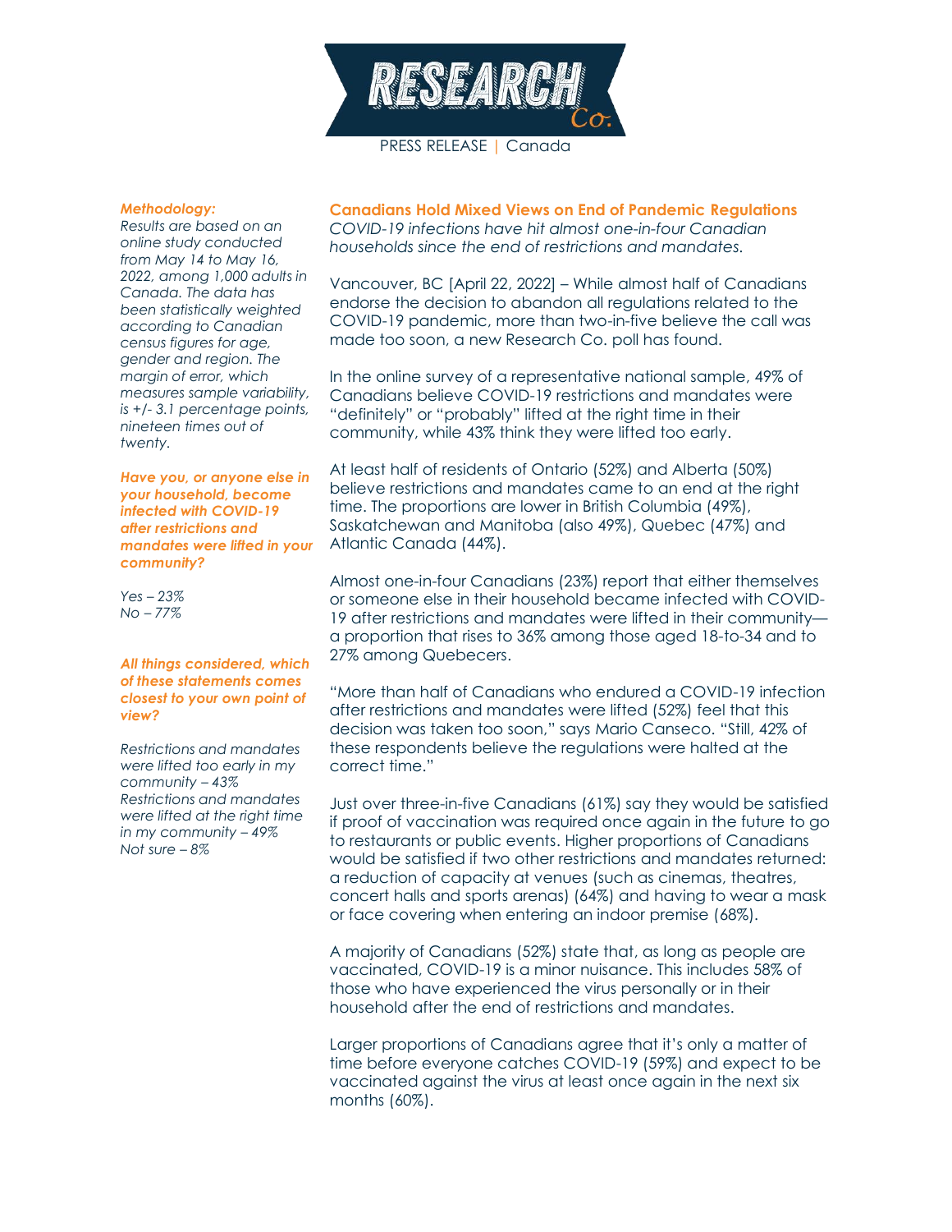PRESS RELEASE | Canada

## Canadians Hold Mixed Views on End of Pandemic Regulations

*COVID-19 infections have hit almost one-in-four Canadian households since the end of restrictions and mandates.*

Vancouver, BC [April 22, 2022] – While almost half of Canadians endorse the decision to abandon all regulations related to the COVID-19 pandemic, more than two-in-five believe the call was made too soon, a new Research Co. poll has found.

In the online survey of a representative national sample, 49% of Canadians believe COVID-19 restrictions and mandates were "definitely" or "probably" lifted at the right time in their community, while 43% think they were lifted too early.

At least half of residents of Ontario (52%) and Alberta (50%) believe restrictions and mandates came to an end at the right time. The proportions are lower in British Columbia (49%), Saskatchewan and Manitoba (also 49%), Quebec (47%) and Atlantic Canada (44%).

Almost one-in-four Canadians (23%) report that either themselves or someone else in their household became infected with COVID-19 after restrictions and mandates were lifted in their community—a proportion that rises to 36% among those aged 18-to-34 and to 27% among Quebecers.

"More than half of Canadians who endured a COVID-19 infection after restrictions and mandates were lifted (52%) feel that this decision was taken too soon," says Mario Canseco. "Still, 42% of these respondents believe the regulations were halted at the correct time."

Just over three-in-five Canadians (61%) say they would be satisfied if proof of vaccination was required once again in the future to go to restaurants or public events. Higher proportions of Canadians would be satisfied if two other restrictions and mandates returned: a reduction of capacity at venues (such as cinemas, theatres, concert halls and sports arenas) (64%) and having to wear a mask or face covering when entering an indoor premise (68%).

A majority of Canadians (52%) state that, as long as people are vaccinated, COVID-19 is a minor nuisance. This includes 58% of those who have experienced the virus personally or in their household after the end of restrictions and mandates.

Larger proportions of Canadians agree that it's only a matter of time before everyone catches COVID-19 (59%) and expect to be vaccinated against the virus at least once again in the next six months (60%).

***Methodology:***

*Results are based on an online study conducted from May 14 to May 16, 2022, among 1,000 adults in Canada. The data has been statistically weighted according to Canadian census figures for age, gender and region. The margin of error, which measures sample variability, is +/- 3.1 percentage points, nineteen times out of twenty.*

***Have you, or anyone else in your household, become infected with COVID-19 after restrictions and mandates were lifted in your community?***

*Yes – 23%*
*No – 77%*

***All things considered, which of these statements comes closest to your own point of view?***

*Restrictions and mandates were lifted too early in my community – 43%*
*Restrictions and mandates were lifted at the right time in my community – 49%*
*Not sure – 8%*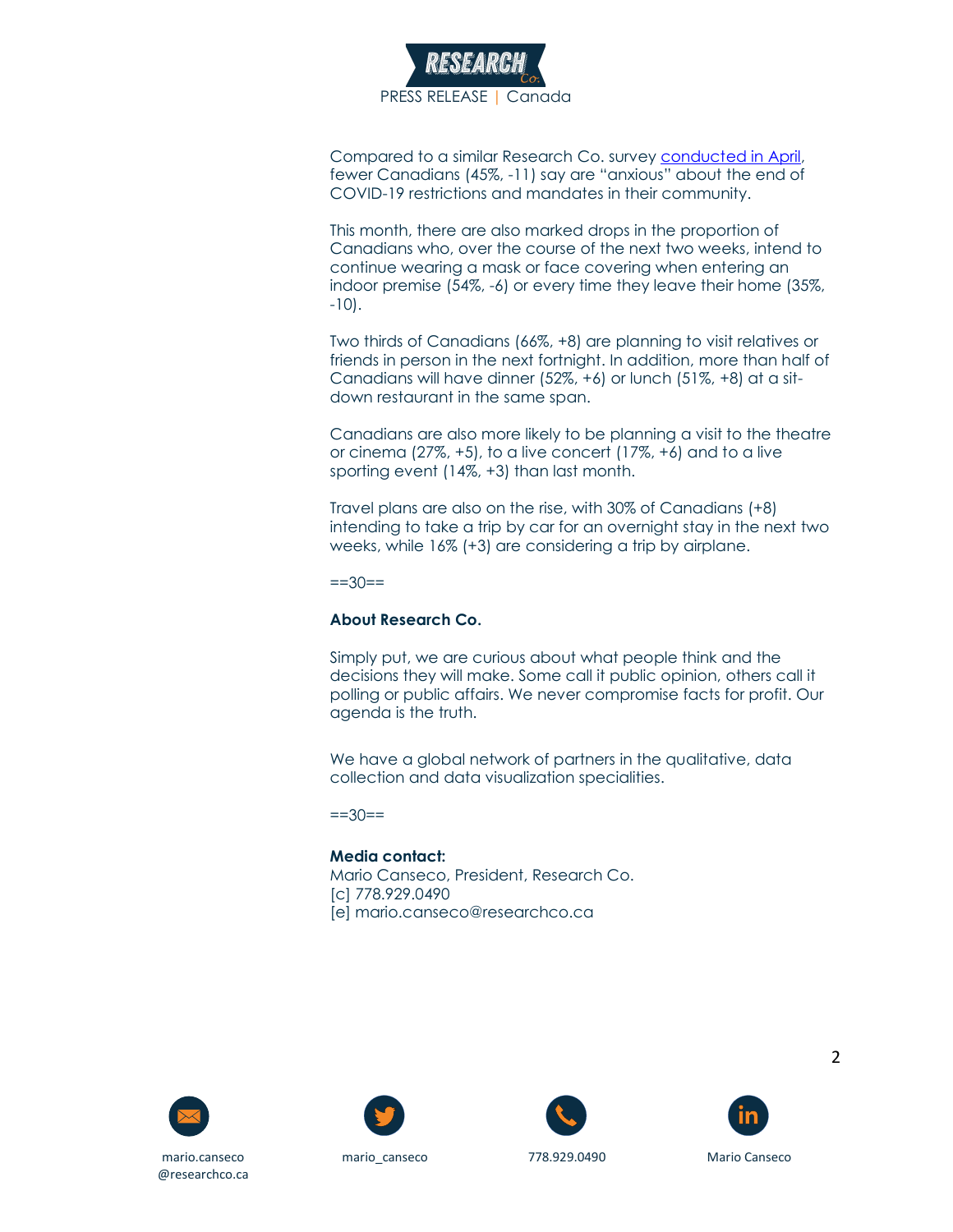Compared to a similar Research Co. survey [conducted in April](), fewer Canadians (45%, -11) say are "anxious" about the end of COVID-19 restrictions and mandates in their community.

This month, there are also marked drops in the proportion of Canadians who, over the course of the next two weeks, intend to continue wearing a mask or face covering when entering an indoor premise (54%, -6) or every time they leave their home (35%, -10).

Two thirds of Canadians (66%, +8) are planning to visit relatives or friends in person in the next fortnight. In addition, more than half of Canadians will have dinner (52%, +6) or lunch (51%, +8) at a sit-down restaurant in the same span.

Canadians are also more likely to be planning a visit to the theatre or cinema (27%, +5), to a live concert (17%, +6) and to a live sporting event (14%, +3) than last month.

Travel plans are also on the rise, with 30% of Canadians (+8) intending to take a trip by car for an overnight stay in the next two weeks, while 16% (+3) are considering a trip by airplane.

==30==

**About Research Co.**

Simply put, we are curious about what people think and the decisions they will make. Some call it public opinion, others call it polling or public affairs. We never compromise facts for profit. Our agenda is the truth.

We have a global network of partners in the qualitative, data collection and data visualization specialities.

==30==

**Media contact:**
Mario Canseco, President, Research Co.
[c] 778.929.0490
[e] mario.canseco@researchco.ca

mario.canseco@researchco.ca

mario_canseco

778.929.0490

Mario Canseco